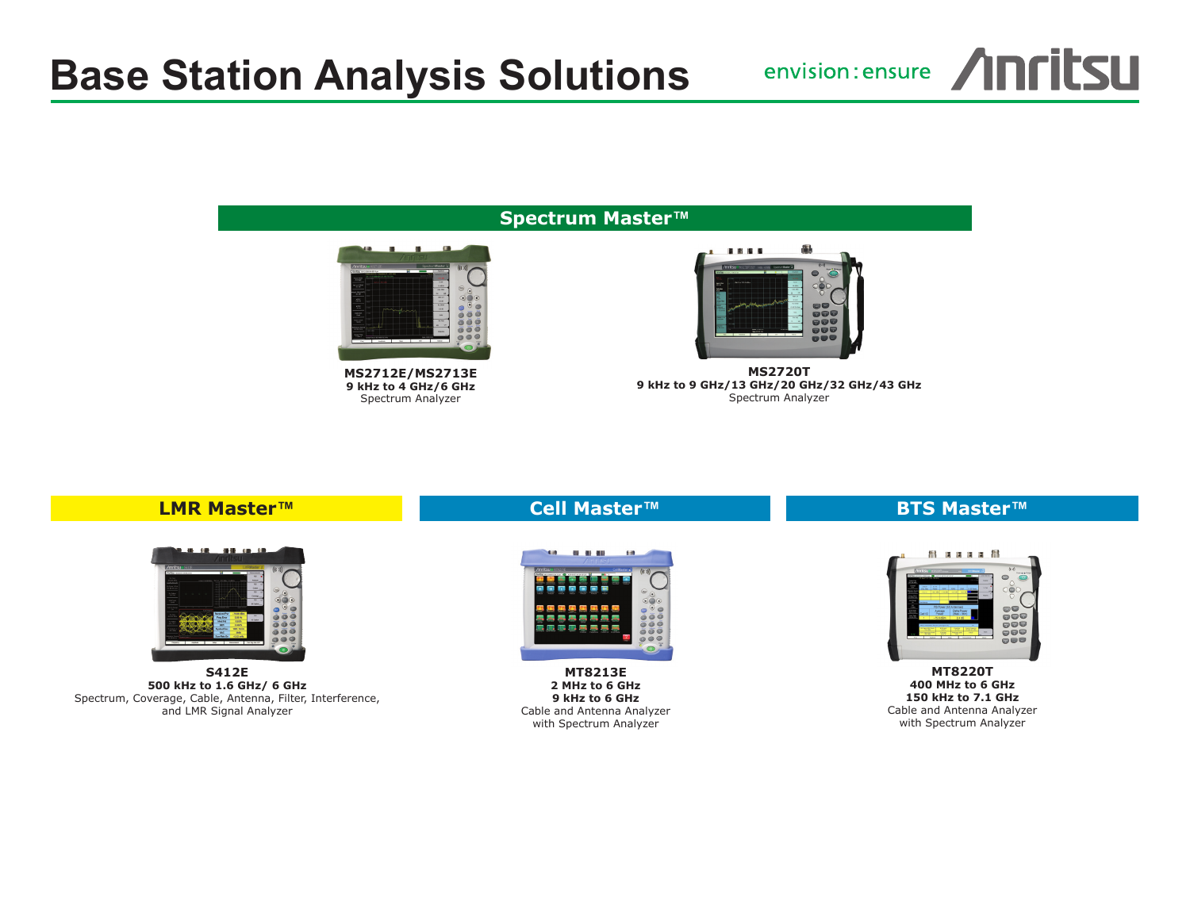# Base Station Analysis Solutions

envision : ensure Anritsu

## Spectrum Master™

**MS2712E/MS2713E**
**9 kHz to 4 GHz/6 GHz**
Spectrum Analyzer

**MS2720T**
**9 kHz to 9 GHz/13 GHz/20 GHz/32 GHz/43 GHz**
Spectrum Analyzer

## LMR Master™

**S412E**
**500 kHz to 1.6 GHz/ 6 GHz**
Spectrum, Coverage, Cable, Antenna, Filter, Interference, and LMR Signal Analyzer

## Cell Master™

**MT8213E**
**2 MHz to 6 GHz**
**9 kHz to 6 GHz**
Cable and Antenna Analyzer with Spectrum Analyzer

## BTS Master™

**MT8220T**
**400 MHz to 6 GHz**
**150 kHz to 7.1 GHz**
Cable and Antenna Analyzer with Spectrum Analyzer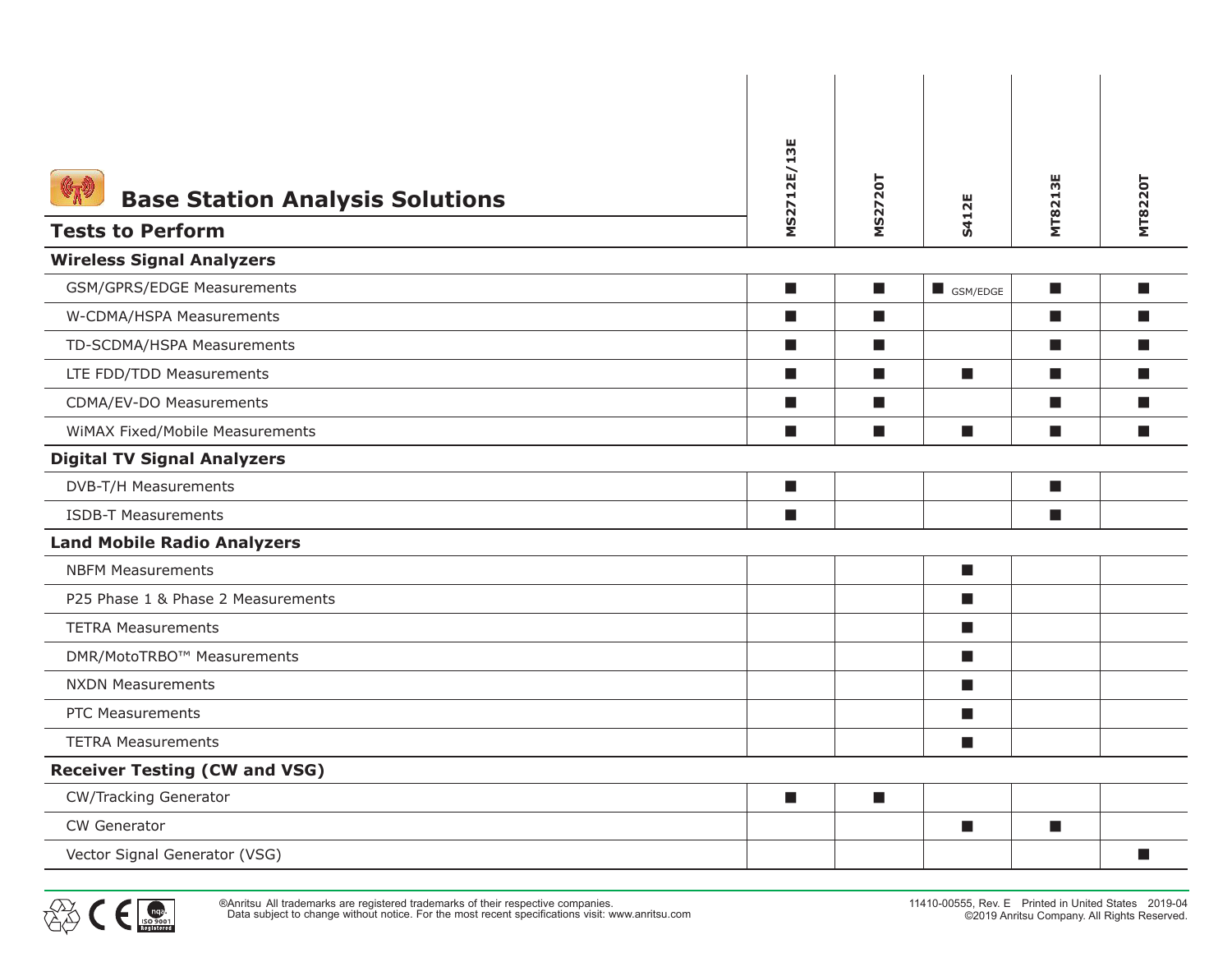## Base Station Analysis Solutions

| Tests to Perform | MS2712E/13E | MS2720T | S412E | MT8213E | MT8220T |
|---|---|---|---|---|---|
| **Wireless Signal Analyzers** | | | | | |
| GSM/GPRS/EDGE Measurements | ■ | ■ | ■ GSM/EDGE | ■ | ■ |
| W-CDMA/HSPA Measurements | ■ | ■ | | ■ | ■ |
| TD-SCDMA/HSPA Measurements | ■ | ■ | | ■ | ■ |
| LTE FDD/TDD Measurements | ■ | ■ | ■ | ■ | ■ |
| CDMA/EV-DO Measurements | ■ | ■ | | ■ | ■ |
| WiMAX Fixed/Mobile Measurements | ■ | ■ | ■ | ■ | ■ |
| **Digital TV Signal Analyzers** | | | | | |
| DVB-T/H Measurements | ■ | | | ■ | |
| ISDB-T Measurements | ■ | | | ■ | |
| **Land Mobile Radio Analyzers** | | | | | |
| NBFM Measurements | | | ■ | | |
| P25 Phase 1 & Phase 2 Measurements | | | ■ | | |
| TETRA Measurements | | | ■ | | |
| DMR/MotoTRBO™ Measurements | | | ■ | | |
| NXDN Measurements | | | ■ | | |
| PTC Measurements | | | ■ | | |
| TETRA Measurements | | | ■ | | |
| **Receiver Testing (CW and VSG)** | | | | | |
| CW/Tracking Generator | ■ | ■ | | | |
| CW Generator | | | ■ | ■ | |
| Vector Signal Generator (VSG) | | | | | ■ |

®Anritsu All trademarks are registered trademarks of their respective companies. Data subject to change without notice. For the most recent specifications visit: www.anritsu.com

11410-00555, Rev. E Printed in United States 2019-04
©2019 Anritsu Company. All Rights Reserved.